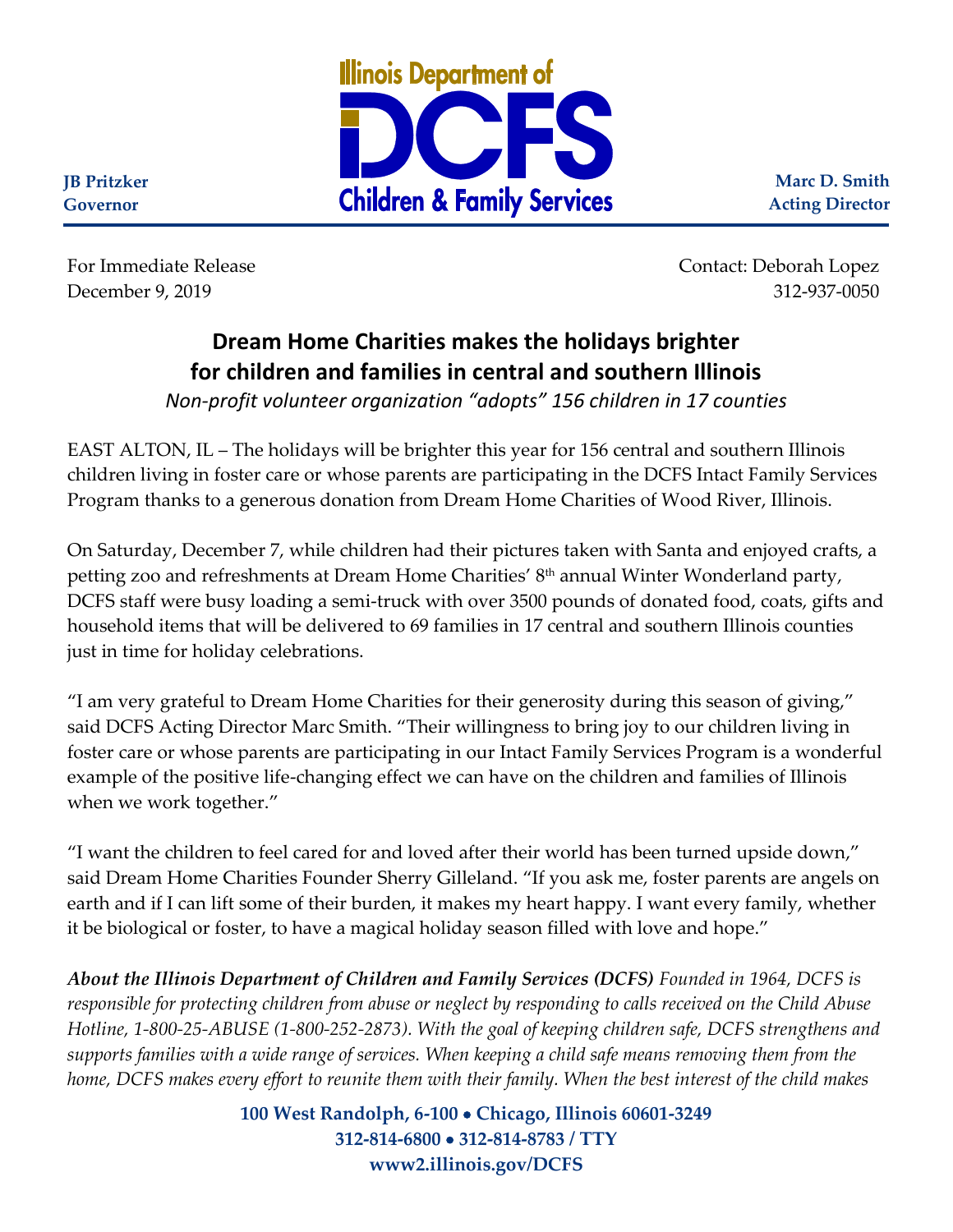Illinois Department of **DCFS** Children & Family Services

**JB Pritzker**
**Governor**

**Marc D. Smith**
**Acting Director**

For Immediate Release
December 9, 2019

Contact: Deborah Lopez
312-937-0050

## Dream Home Charities makes the holidays brighter for children and families in central and southern Illinois

*Non-profit volunteer organization "adopts" 156 children in 17 counties*

EAST ALTON, IL – The holidays will be brighter this year for 156 central and southern Illinois children living in foster care or whose parents are participating in the DCFS Intact Family Services Program thanks to a generous donation from Dream Home Charities of Wood River, Illinois.

On Saturday, December 7, while children had their pictures taken with Santa and enjoyed crafts, a petting zoo and refreshments at Dream Home Charities' 8th annual Winter Wonderland party, DCFS staff were busy loading a semi-truck with over 3500 pounds of donated food, coats, gifts and household items that will be delivered to 69 families in 17 central and southern Illinois counties just in time for holiday celebrations.

"I am very grateful to Dream Home Charities for their generosity during this season of giving," said DCFS Acting Director Marc Smith. "Their willingness to bring joy to our children living in foster care or whose parents are participating in our Intact Family Services Program is a wonderful example of the positive life-changing effect we can have on the children and families of Illinois when we work together."

"I want the children to feel cared for and loved after their world has been turned upside down," said Dream Home Charities Founder Sherry Gilleland. "If you ask me, foster parents are angels on earth and if I can lift some of their burden, it makes my heart happy. I want every family, whether it be biological or foster, to have a magical holiday season filled with love and hope."

***About the Illinois Department of Children and Family Services (DCFS)*** *Founded in 1964, DCFS is responsible for protecting children from abuse or neglect by responding to calls received on the Child Abuse Hotline, 1-800-25-ABUSE (1-800-252-2873). With the goal of keeping children safe, DCFS strengthens and supports families with a wide range of services. When keeping a child safe means removing them from the home, DCFS makes every effort to reunite them with their family. When the best interest of the child makes*

**100 West Randolph, 6-100 • Chicago, Illinois 60601-3249**
**312-814-6800 • 312-814-8783 / TTY**
**www2.illinois.gov/DCFS**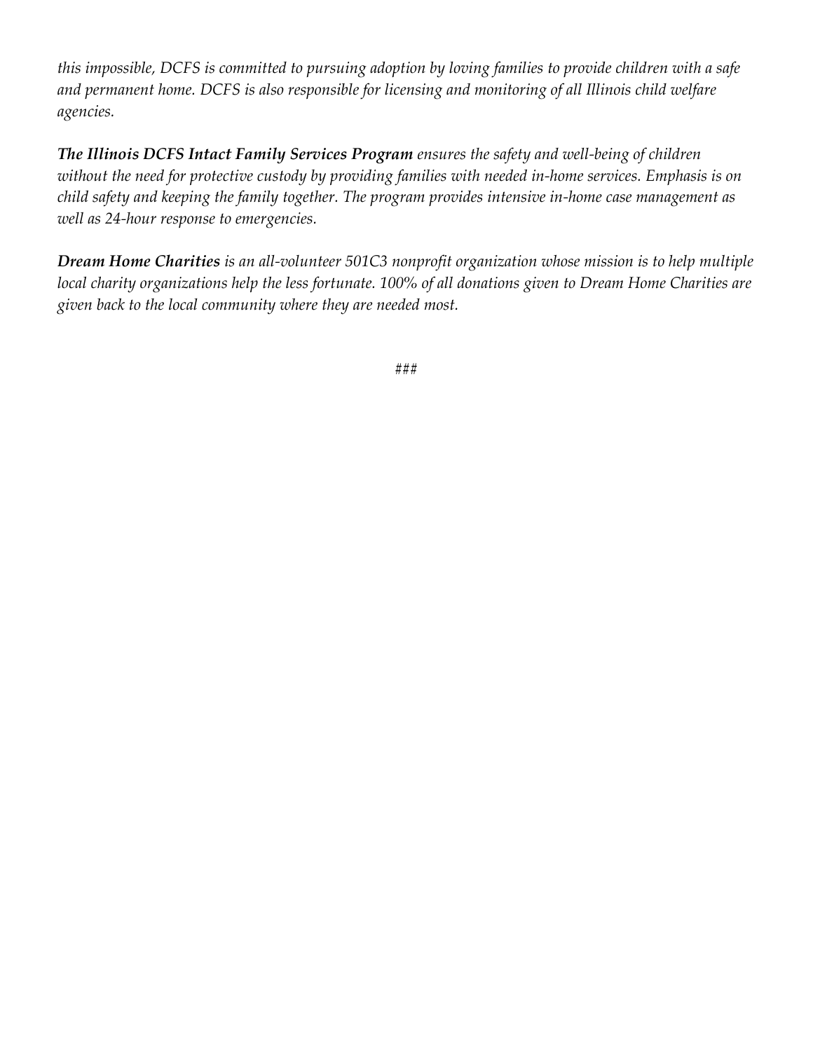*this impossible, DCFS is committed to pursuing adoption by loving families to provide children with a safe and permanent home. DCFS is also responsible for licensing and monitoring of all Illinois child welfare agencies.*

***The Illinois DCFS Intact Family Services Program*** *ensures the safety and well-being of children without the need for protective custody by providing families with needed in-home services. Emphasis is on child safety and keeping the family together. The program provides intensive in-home case management as well as 24-hour response to emergencies.*

***Dream Home Charities*** *is an all-volunteer 501C3 nonprofit organization whose mission is to help multiple local charity organizations help the less fortunate. 100% of all donations given to Dream Home Charities are given back to the local community where they are needed most.*

###